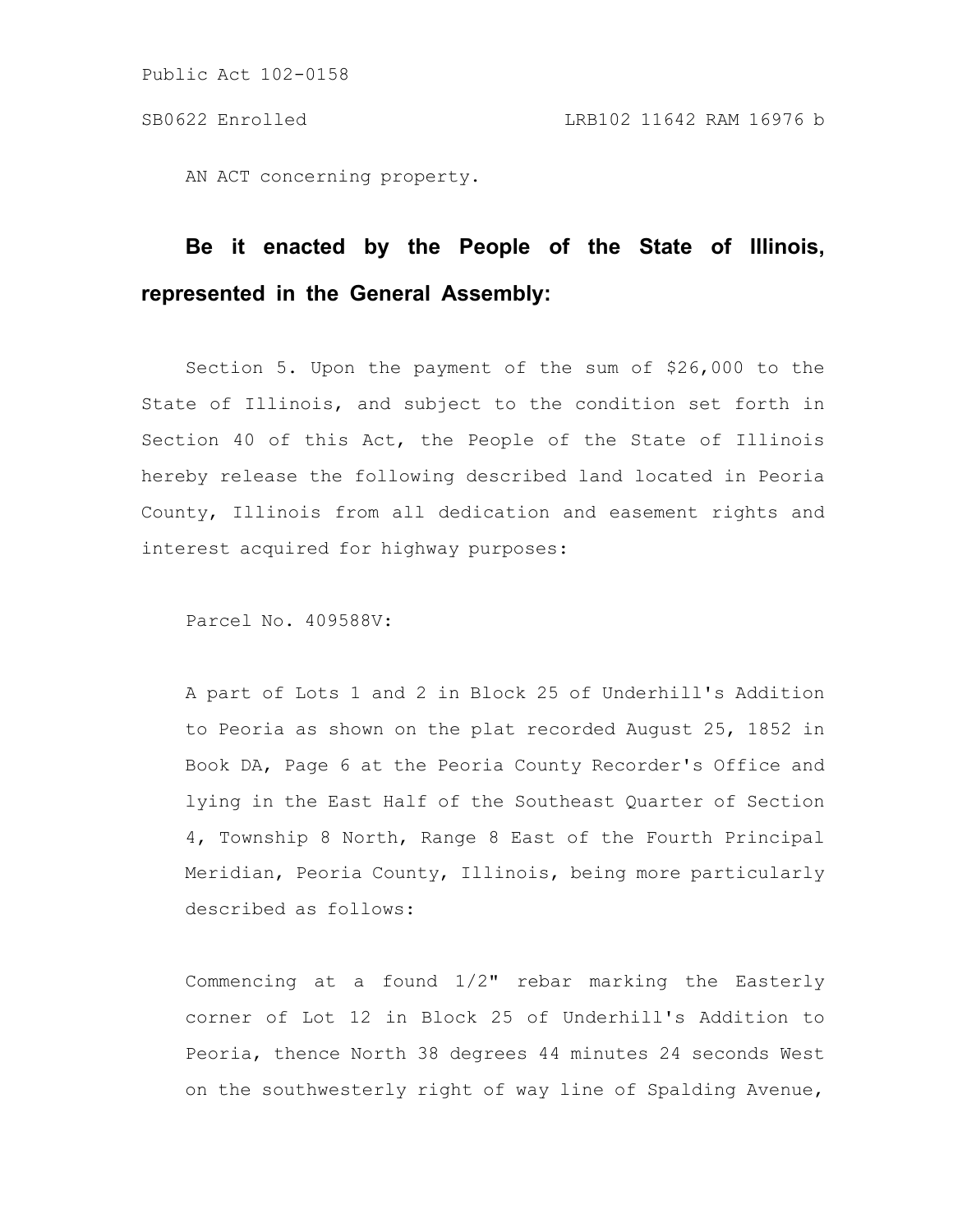Public Act 102-0158

SB0622 Enrolled LRB102 11642 RAM 16976 b

AN ACT concerning property.

**Be it enacted by the People of the State of Illinois, represented in the General Assembly:**

Section 5. Upon the payment of the sum of $26,000 to the State of Illinois, and subject to the condition set forth in Section 40 of this Act, the People of the State of Illinois hereby release the following described land located in Peoria County, Illinois from all dedication and easement rights and interest acquired for highway purposes:

Parcel No. 409588V:

A part of Lots 1 and 2 in Block 25 of Underhill's Addition to Peoria as shown on the plat recorded August 25, 1852 in Book DA, Page 6 at the Peoria County Recorder's Office and lying in the East Half of the Southeast Quarter of Section 4, Township 8 North, Range 8 East of the Fourth Principal Meridian, Peoria County, Illinois, being more particularly described as follows:

Commencing at a found 1/2" rebar marking the Easterly corner of Lot 12 in Block 25 of Underhill's Addition to Peoria, thence North 38 degrees 44 minutes 24 seconds West on the southwesterly right of way line of Spalding Avenue,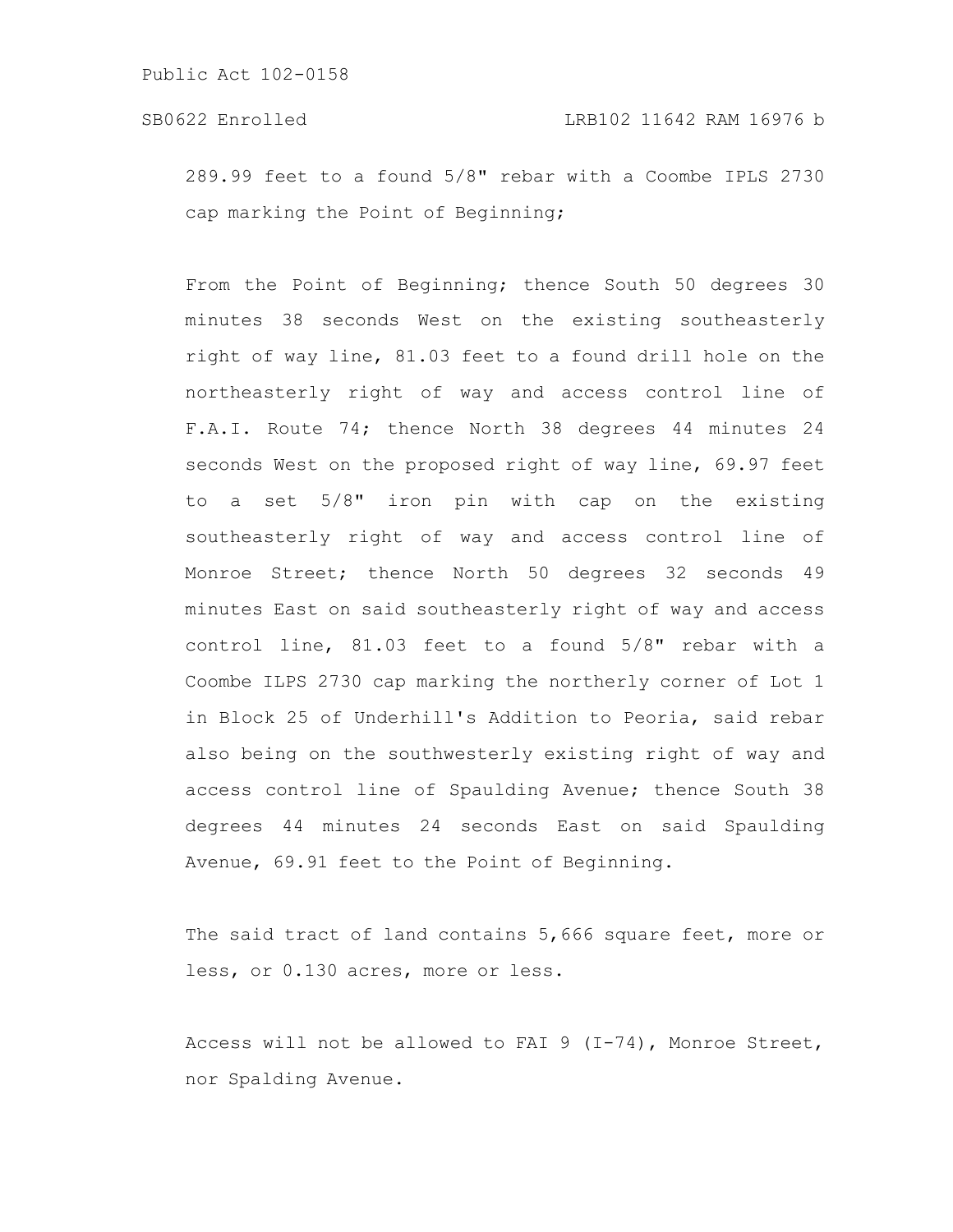289.99 feet to a found 5/8" rebar with a Coombe IPLS 2730 cap marking the Point of Beginning;

From the Point of Beginning; thence South 50 degrees 30 minutes 38 seconds West on the existing southeasterly right of way line, 81.03 feet to a found drill hole on the northeasterly right of way and access control line of F.A.I. Route 74; thence North 38 degrees 44 minutes 24 seconds West on the proposed right of way line, 69.97 feet to a set 5/8" iron pin with cap on the existing southeasterly right of way and access control line of Monroe Street; thence North 50 degrees 32 seconds 49 minutes East on said southeasterly right of way and access control line, 81.03 feet to a found 5/8" rebar with a Coombe ILPS 2730 cap marking the northerly corner of Lot 1 in Block 25 of Underhill's Addition to Peoria, said rebar also being on the southwesterly existing right of way and access control line of Spaulding Avenue; thence South 38 degrees 44 minutes 24 seconds East on said Spaulding Avenue, 69.91 feet to the Point of Beginning.

The said tract of land contains 5,666 square feet, more or less, or 0.130 acres, more or less.

Access will not be allowed to FAI 9 (I-74), Monroe Street, nor Spalding Avenue.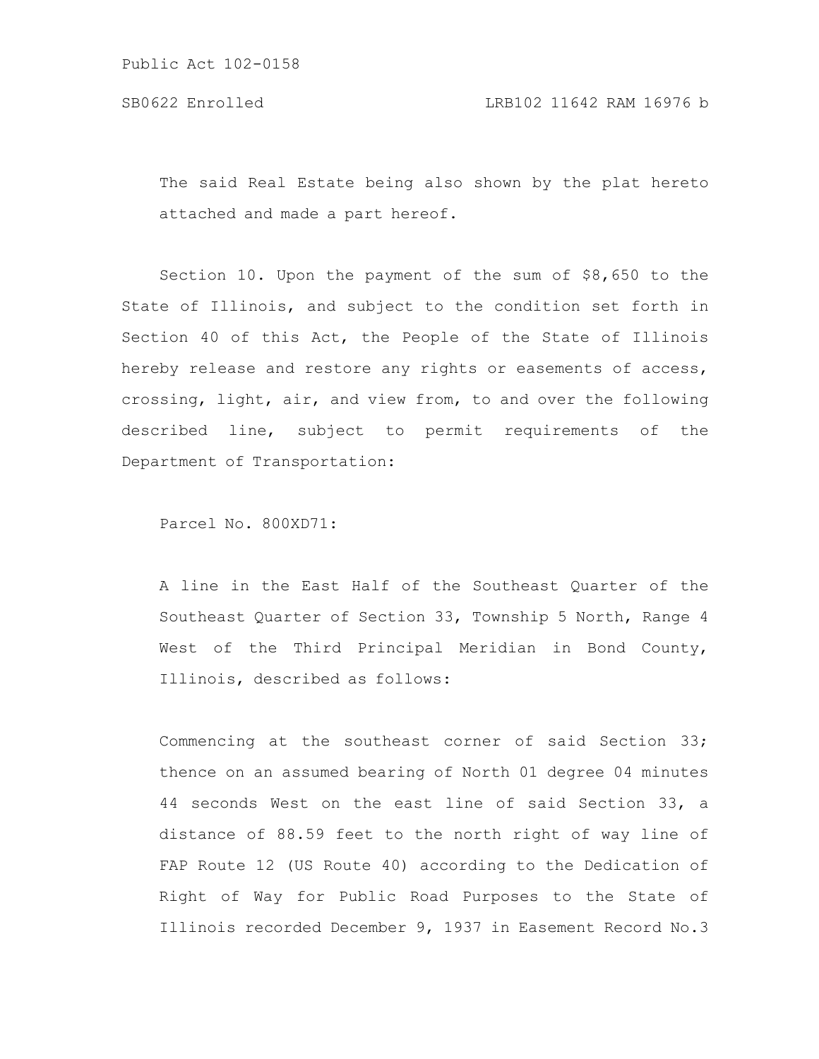The said Real Estate being also shown by the plat hereto attached and made a part hereof.

Section 10. Upon the payment of the sum of $8,650 to the State of Illinois, and subject to the condition set forth in Section 40 of this Act, the People of the State of Illinois hereby release and restore any rights or easements of access, crossing, light, air, and view from, to and over the following described line, subject to permit requirements of the Department of Transportation:

Parcel No. 800XD71:

A line in the East Half of the Southeast Quarter of the Southeast Quarter of Section 33, Township 5 North, Range 4 West of the Third Principal Meridian in Bond County, Illinois, described as follows:

Commencing at the southeast corner of said Section 33; thence on an assumed bearing of North 01 degree 04 minutes 44 seconds West on the east line of said Section 33, a distance of 88.59 feet to the north right of way line of FAP Route 12 (US Route 40) according to the Dedication of Right of Way for Public Road Purposes to the State of Illinois recorded December 9, 1937 in Easement Record No.3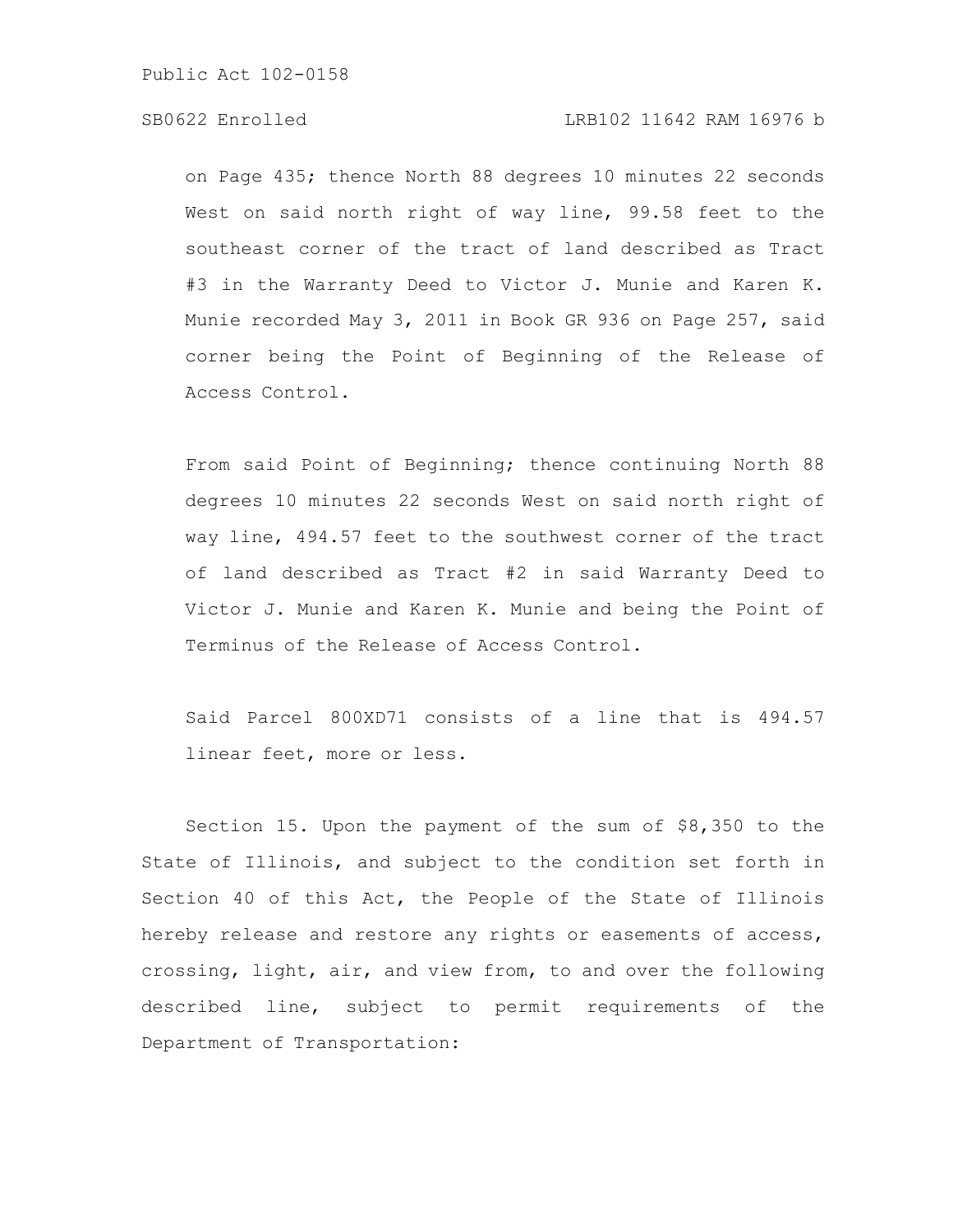on Page 435; thence North 88 degrees 10 minutes 22 seconds West on said north right of way line, 99.58 feet to the southeast corner of the tract of land described as Tract #3 in the Warranty Deed to Victor J. Munie and Karen K. Munie recorded May 3, 2011 in Book GR 936 on Page 257, said corner being the Point of Beginning of the Release of Access Control.

From said Point of Beginning; thence continuing North 88 degrees 10 minutes 22 seconds West on said north right of way line, 494.57 feet to the southwest corner of the tract of land described as Tract #2 in said Warranty Deed to Victor J. Munie and Karen K. Munie and being the Point of Terminus of the Release of Access Control.

Said Parcel 800XD71 consists of a line that is 494.57 linear feet, more or less.

Section 15. Upon the payment of the sum of $8,350 to the State of Illinois, and subject to the condition set forth in Section 40 of this Act, the People of the State of Illinois hereby release and restore any rights or easements of access, crossing, light, air, and view from, to and over the following described line, subject to permit requirements of the Department of Transportation: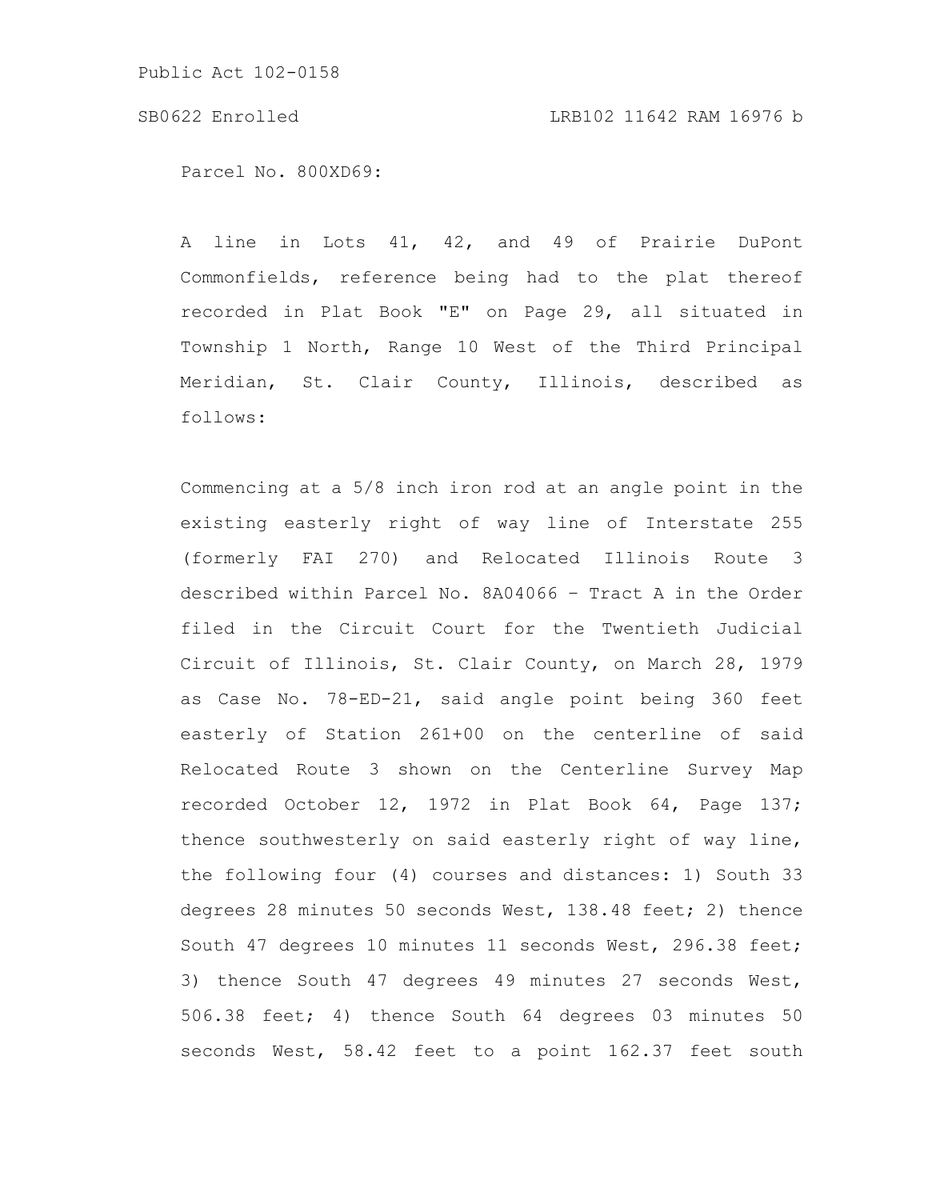Parcel No. 800XD69:

A line in Lots 41, 42, and 49 of Prairie DuPont Commonfields, reference being had to the plat thereof recorded in Plat Book "E" on Page 29, all situated in Township 1 North, Range 10 West of the Third Principal Meridian, St. Clair County, Illinois, described as follows:

Commencing at a 5/8 inch iron rod at an angle point in the existing easterly right of way line of Interstate 255 (formerly FAI 270) and Relocated Illinois Route 3 described within Parcel No. 8A04066 – Tract A in the Order filed in the Circuit Court for the Twentieth Judicial Circuit of Illinois, St. Clair County, on March 28, 1979 as Case No. 78-ED-21, said angle point being 360 feet easterly of Station 261+00 on the centerline of said Relocated Route 3 shown on the Centerline Survey Map recorded October 12, 1972 in Plat Book 64, Page 137; thence southwesterly on said easterly right of way line, the following four (4) courses and distances: 1) South 33 degrees 28 minutes 50 seconds West, 138.48 feet; 2) thence South 47 degrees 10 minutes 11 seconds West, 296.38 feet; 3) thence South 47 degrees 49 minutes 27 seconds West, 506.38 feet; 4) thence South 64 degrees 03 minutes 50 seconds West, 58.42 feet to a point 162.37 feet south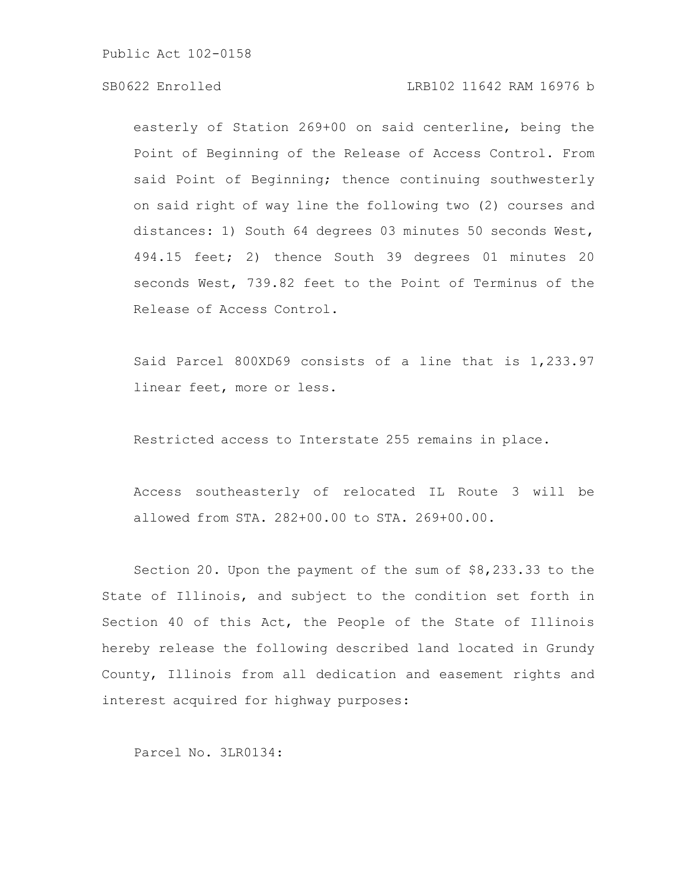easterly of Station 269+00 on said centerline, being the Point of Beginning of the Release of Access Control. From said Point of Beginning; thence continuing southwesterly on said right of way line the following two (2) courses and distances: 1) South 64 degrees 03 minutes 50 seconds West, 494.15 feet; 2) thence South 39 degrees 01 minutes 20 seconds West, 739.82 feet to the Point of Terminus of the Release of Access Control.

Said Parcel 800XD69 consists of a line that is 1,233.97 linear feet, more or less.

Restricted access to Interstate 255 remains in place.

Access southeasterly of relocated IL Route 3 will be allowed from STA. 282+00.00 to STA. 269+00.00.

Section 20. Upon the payment of the sum of $8,233.33 to the State of Illinois, and subject to the condition set forth in Section 40 of this Act, the People of the State of Illinois hereby release the following described land located in Grundy County, Illinois from all dedication and easement rights and interest acquired for highway purposes:

Parcel No. 3LR0134: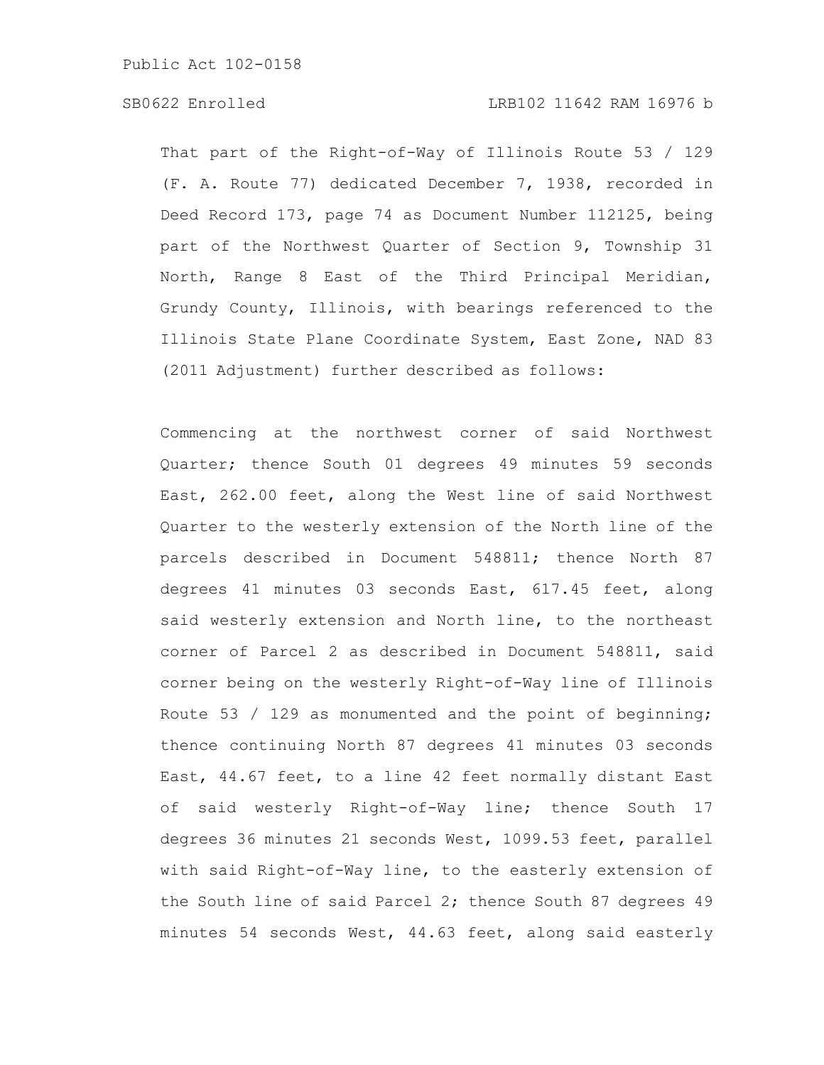That part of the Right-of-Way of Illinois Route 53 / 129 (F. A. Route 77) dedicated December 7, 1938, recorded in Deed Record 173, page 74 as Document Number 112125, being part of the Northwest Quarter of Section 9, Township 31 North, Range 8 East of the Third Principal Meridian, Grundy County, Illinois, with bearings referenced to the Illinois State Plane Coordinate System, East Zone, NAD 83 (2011 Adjustment) further described as follows:

Commencing at the northwest corner of said Northwest Quarter; thence South 01 degrees 49 minutes 59 seconds East, 262.00 feet, along the West line of said Northwest Quarter to the westerly extension of the North line of the parcels described in Document 548811; thence North 87 degrees 41 minutes 03 seconds East, 617.45 feet, along said westerly extension and North line, to the northeast corner of Parcel 2 as described in Document 548811, said corner being on the westerly Right-of-Way line of Illinois Route 53 / 129 as monumented and the point of beginning; thence continuing North 87 degrees 41 minutes 03 seconds East, 44.67 feet, to a line 42 feet normally distant East of said westerly Right-of-Way line; thence South 17 degrees 36 minutes 21 seconds West, 1099.53 feet, parallel with said Right-of-Way line, to the easterly extension of the South line of said Parcel 2; thence South 87 degrees 49 minutes 54 seconds West, 44.63 feet, along said easterly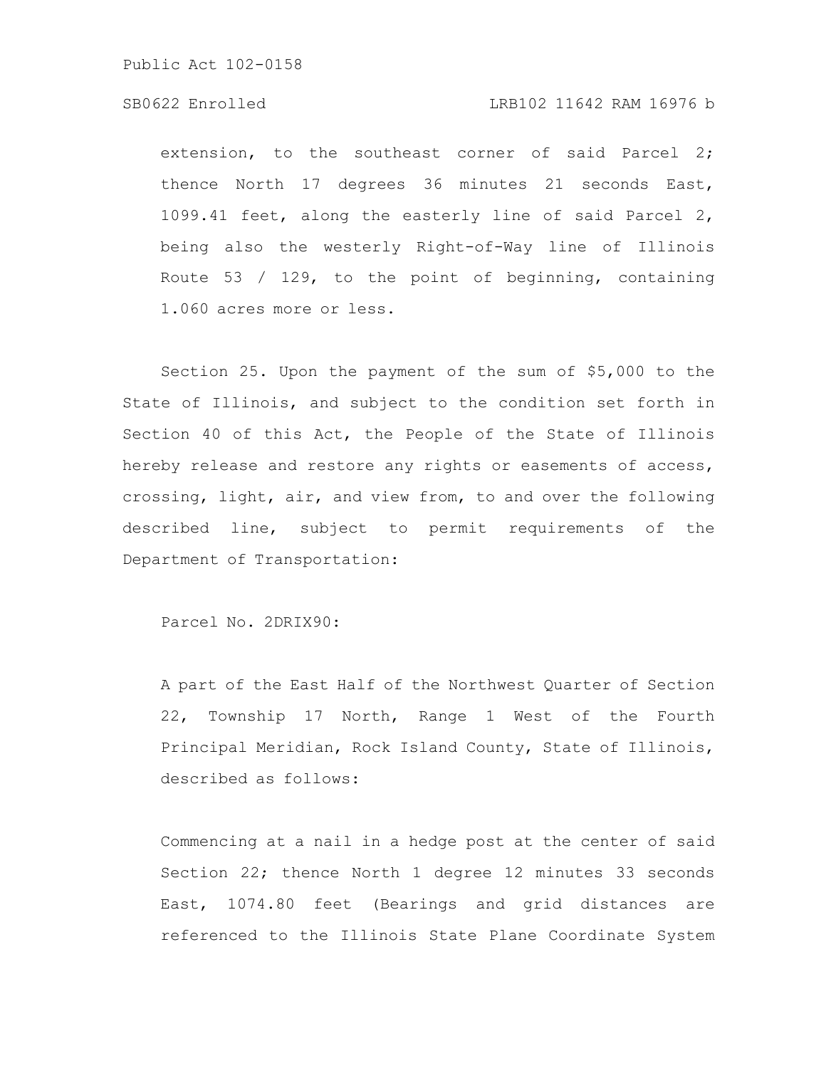extension, to the southeast corner of said Parcel 2; thence North 17 degrees 36 minutes 21 seconds East, 1099.41 feet, along the easterly line of said Parcel 2, being also the westerly Right-of-Way line of Illinois Route 53 / 129, to the point of beginning, containing 1.060 acres more or less.

Section 25. Upon the payment of the sum of $5,000 to the State of Illinois, and subject to the condition set forth in Section 40 of this Act, the People of the State of Illinois hereby release and restore any rights or easements of access, crossing, light, air, and view from, to and over the following described line, subject to permit requirements of the Department of Transportation:

Parcel No. 2DRIX90:

A part of the East Half of the Northwest Quarter of Section 22, Township 17 North, Range 1 West of the Fourth Principal Meridian, Rock Island County, State of Illinois, described as follows:

Commencing at a nail in a hedge post at the center of said Section 22; thence North 1 degree 12 minutes 33 seconds East, 1074.80 feet (Bearings and grid distances are referenced to the Illinois State Plane Coordinate System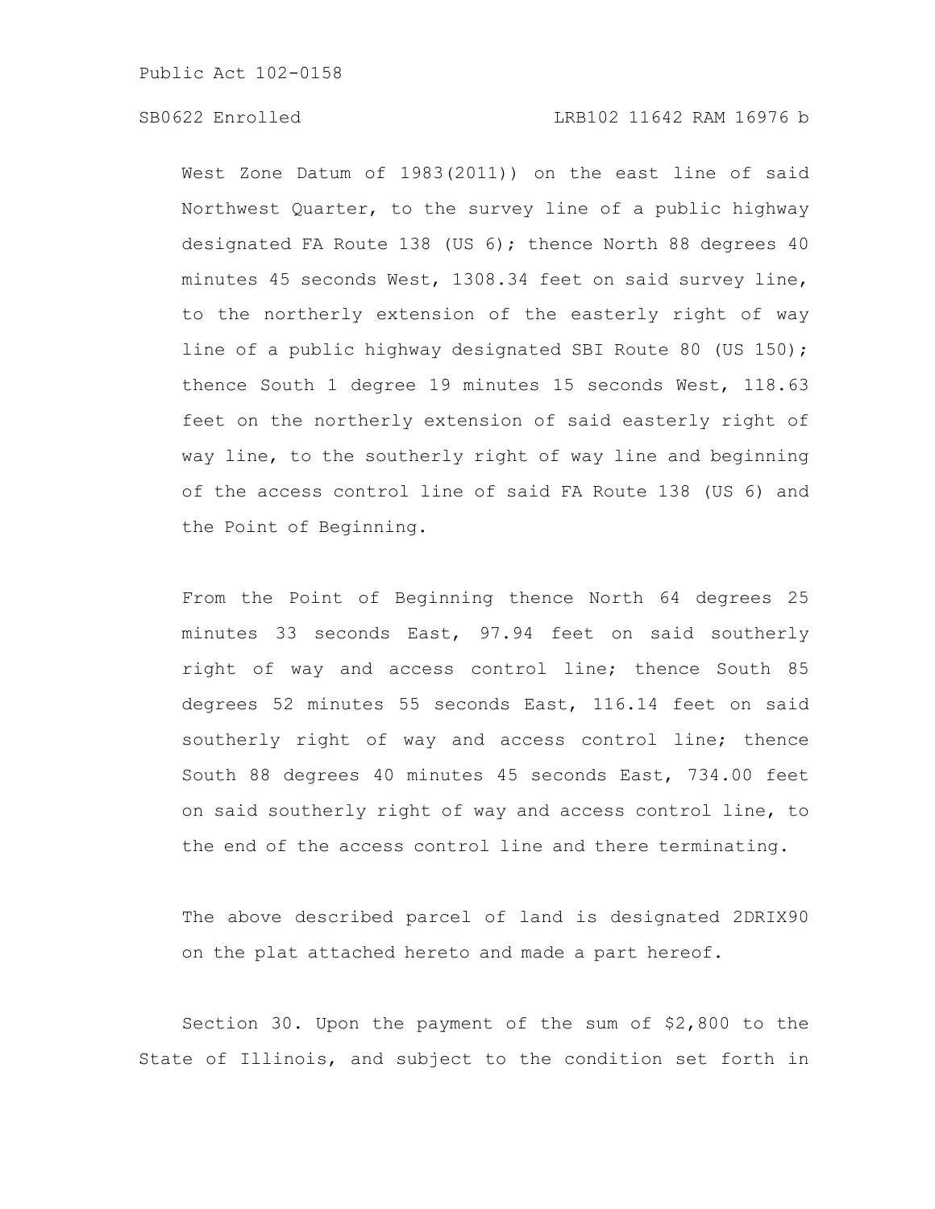West Zone Datum of 1983(2011)) on the east line of said Northwest Quarter, to the survey line of a public highway designated FA Route 138 (US 6); thence North 88 degrees 40 minutes 45 seconds West, 1308.34 feet on said survey line, to the northerly extension of the easterly right of way line of a public highway designated SBI Route 80 (US 150); thence South 1 degree 19 minutes 15 seconds West, 118.63 feet on the northerly extension of said easterly right of way line, to the southerly right of way line and beginning of the access control line of said FA Route 138 (US 6) and the Point of Beginning.

From the Point of Beginning thence North 64 degrees 25 minutes 33 seconds East, 97.94 feet on said southerly right of way and access control line; thence South 85 degrees 52 minutes 55 seconds East, 116.14 feet on said southerly right of way and access control line; thence South 88 degrees 40 minutes 45 seconds East, 734.00 feet on said southerly right of way and access control line, to the end of the access control line and there terminating.

The above described parcel of land is designated 2DRIX90 on the plat attached hereto and made a part hereof.

Section 30. Upon the payment of the sum of $2,800 to the State of Illinois, and subject to the condition set forth in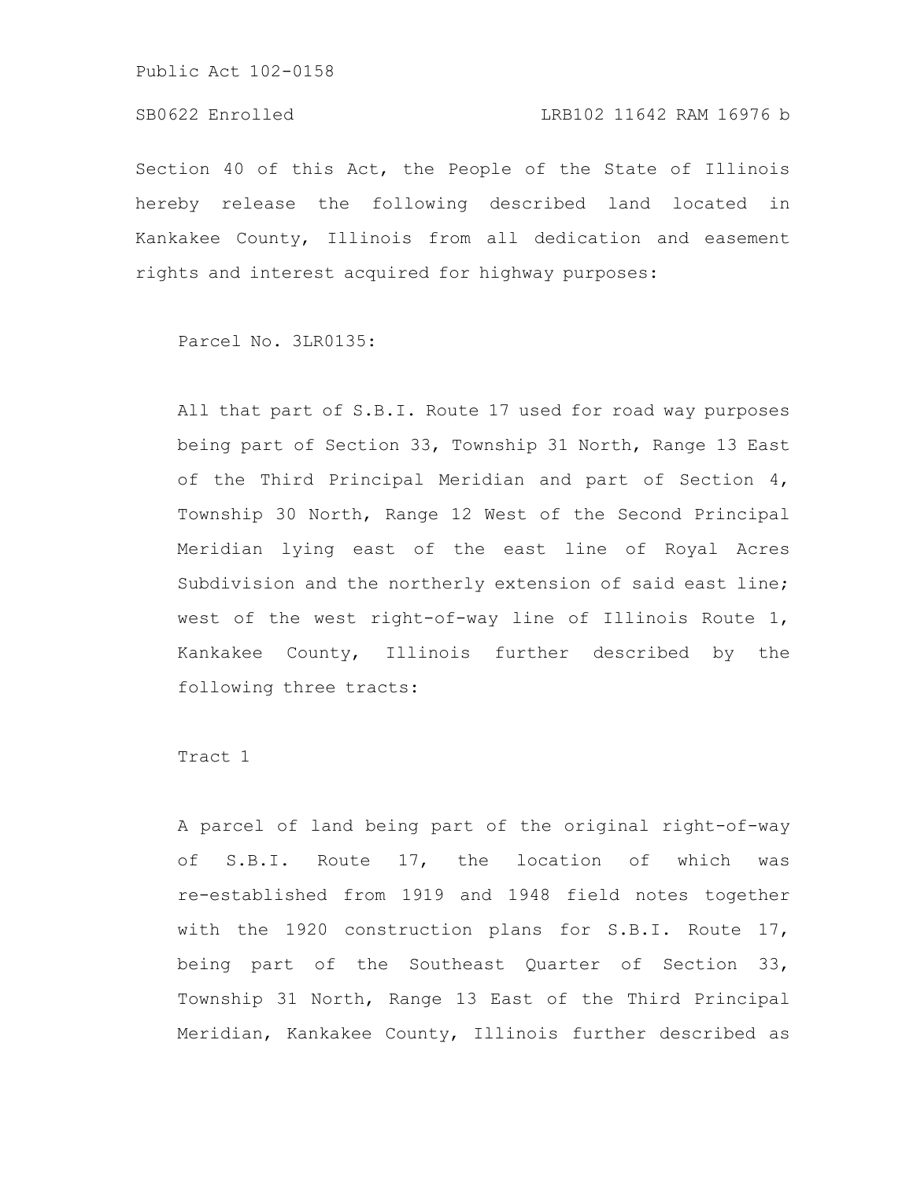Section 40 of this Act, the People of the State of Illinois hereby release the following described land located in Kankakee County, Illinois from all dedication and easement rights and interest acquired for highway purposes:

Parcel No. 3LR0135:

All that part of S.B.I. Route 17 used for road way purposes being part of Section 33, Township 31 North, Range 13 East of the Third Principal Meridian and part of Section 4, Township 30 North, Range 12 West of the Second Principal Meridian lying east of the east line of Royal Acres Subdivision and the northerly extension of said east line; west of the west right-of-way line of Illinois Route 1, Kankakee County, Illinois further described by the following three tracts:

Tract 1

A parcel of land being part of the original right-of-way of S.B.I. Route 17, the location of which was re-established from 1919 and 1948 field notes together with the 1920 construction plans for S.B.I. Route 17, being part of the Southeast Quarter of Section 33, Township 31 North, Range 13 East of the Third Principal Meridian, Kankakee County, Illinois further described as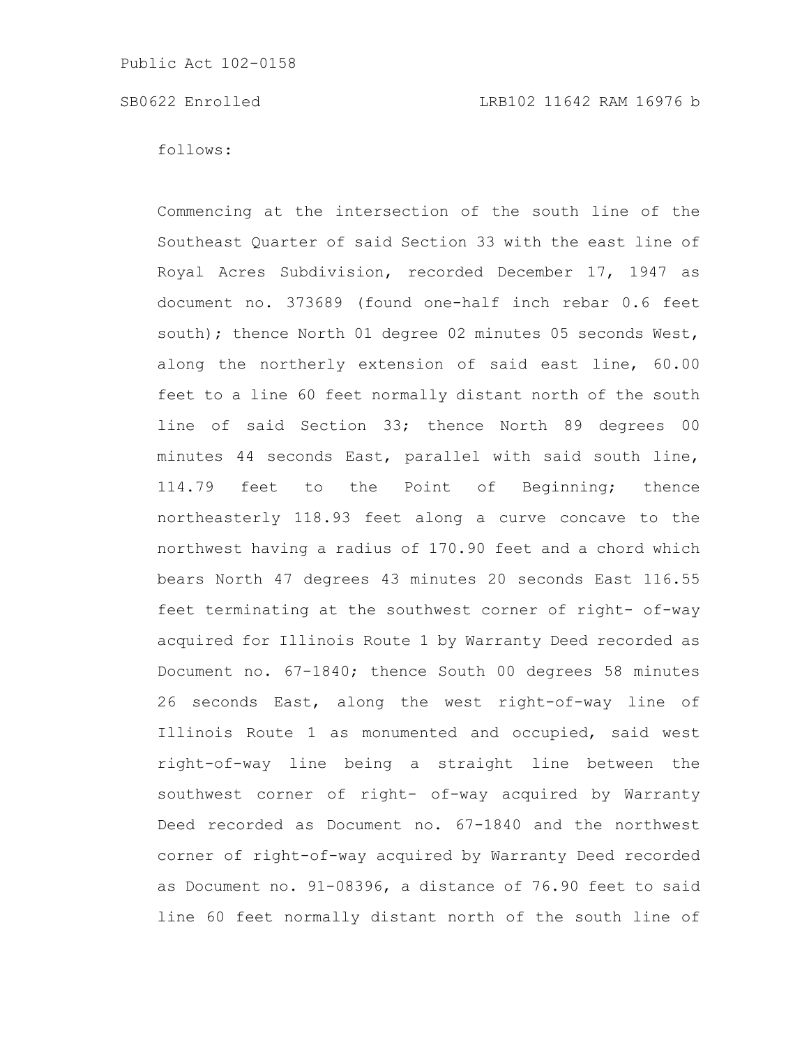follows:

Commencing at the intersection of the south line of the Southeast Quarter of said Section 33 with the east line of Royal Acres Subdivision, recorded December 17, 1947 as document no. 373689 (found one-half inch rebar 0.6 feet south); thence North 01 degree 02 minutes 05 seconds West, along the northerly extension of said east line, 60.00 feet to a line 60 feet normally distant north of the south line of said Section 33; thence North 89 degrees 00 minutes 44 seconds East, parallel with said south line, 114.79 feet to the Point of Beginning; thence northeasterly 118.93 feet along a curve concave to the northwest having a radius of 170.90 feet and a chord which bears North 47 degrees 43 minutes 20 seconds East 116.55 feet terminating at the southwest corner of right- of-way acquired for Illinois Route 1 by Warranty Deed recorded as Document no. 67-1840; thence South 00 degrees 58 minutes 26 seconds East, along the west right-of-way line of Illinois Route 1 as monumented and occupied, said west right-of-way line being a straight line between the southwest corner of right- of-way acquired by Warranty Deed recorded as Document no. 67-1840 and the northwest corner of right-of-way acquired by Warranty Deed recorded as Document no. 91-08396, a distance of 76.90 feet to said line 60 feet normally distant north of the south line of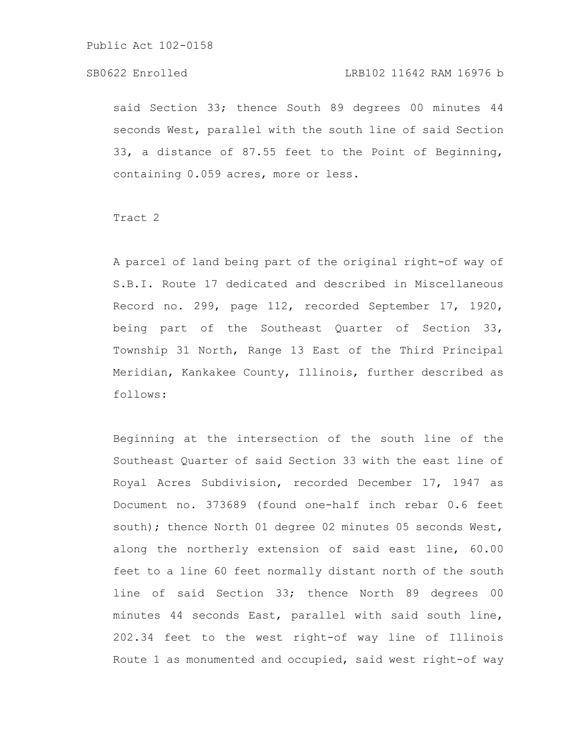said Section 33; thence South 89 degrees 00 minutes 44 seconds West, parallel with the south line of said Section 33, a distance of 87.55 feet to the Point of Beginning, containing 0.059 acres, more or less.

Tract 2

A parcel of land being part of the original right-of way of S.B.I. Route 17 dedicated and described in Miscellaneous Record no. 299, page 112, recorded September 17, 1920, being part of the Southeast Quarter of Section 33, Township 31 North, Range 13 East of the Third Principal Meridian, Kankakee County, Illinois, further described as follows:

Beginning at the intersection of the south line of the Southeast Quarter of said Section 33 with the east line of Royal Acres Subdivision, recorded December 17, 1947 as Document no. 373689 (found one-half inch rebar 0.6 feet south); thence North 01 degree 02 minutes 05 seconds West, along the northerly extension of said east line, 60.00 feet to a line 60 feet normally distant north of the south line of said Section 33; thence North 89 degrees 00 minutes 44 seconds East, parallel with said south line, 202.34 feet to the west right-of way line of Illinois Route 1 as monumented and occupied, said west right-of way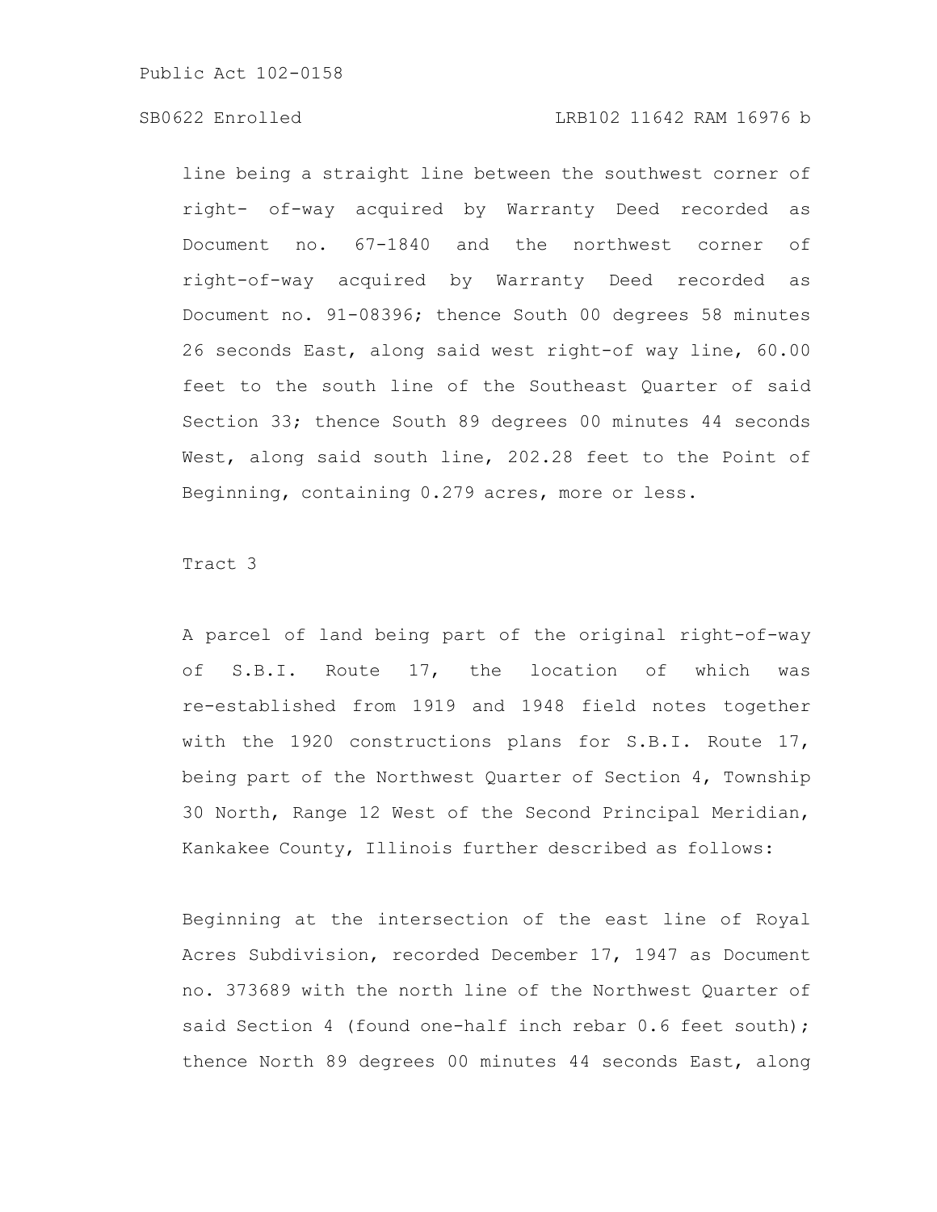line being a straight line between the southwest corner of right- of-way acquired by Warranty Deed recorded as Document no. 67-1840 and the northwest corner of right-of-way acquired by Warranty Deed recorded as Document no. 91-08396; thence South 00 degrees 58 minutes 26 seconds East, along said west right-of way line, 60.00 feet to the south line of the Southeast Quarter of said Section 33; thence South 89 degrees 00 minutes 44 seconds West, along said south line, 202.28 feet to the Point of Beginning, containing 0.279 acres, more or less.

Tract 3

A parcel of land being part of the original right-of-way of S.B.I. Route 17, the location of which was re-established from 1919 and 1948 field notes together with the 1920 constructions plans for S.B.I. Route 17, being part of the Northwest Quarter of Section 4, Township 30 North, Range 12 West of the Second Principal Meridian, Kankakee County, Illinois further described as follows:

Beginning at the intersection of the east line of Royal Acres Subdivision, recorded December 17, 1947 as Document no. 373689 with the north line of the Northwest Quarter of said Section 4 (found one-half inch rebar 0.6 feet south); thence North 89 degrees 00 minutes 44 seconds East, along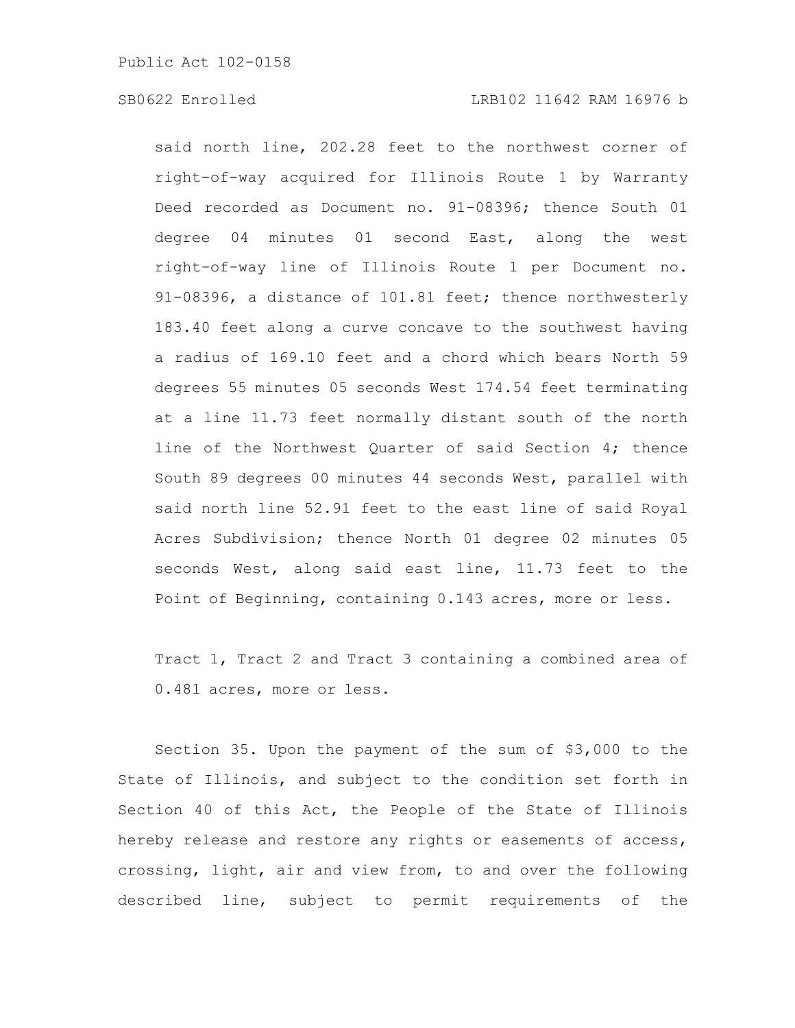said north line, 202.28 feet to the northwest corner of right-of-way acquired for Illinois Route 1 by Warranty Deed recorded as Document no. 91-08396; thence South 01 degree 04 minutes 01 second East, along the west right-of-way line of Illinois Route 1 per Document no. 91-08396, a distance of 101.81 feet; thence northwesterly 183.40 feet along a curve concave to the southwest having a radius of 169.10 feet and a chord which bears North 59 degrees 55 minutes 05 seconds West 174.54 feet terminating at a line 11.73 feet normally distant south of the north line of the Northwest Quarter of said Section 4; thence South 89 degrees 00 minutes 44 seconds West, parallel with said north line 52.91 feet to the east line of said Royal Acres Subdivision; thence North 01 degree 02 minutes 05 seconds West, along said east line, 11.73 feet to the Point of Beginning, containing 0.143 acres, more or less.

Tract 1, Tract 2 and Tract 3 containing a combined area of 0.481 acres, more or less.

Section 35. Upon the payment of the sum of $3,000 to the State of Illinois, and subject to the condition set forth in Section 40 of this Act, the People of the State of Illinois hereby release and restore any rights or easements of access, crossing, light, air and view from, to and over the following described line, subject to permit requirements of the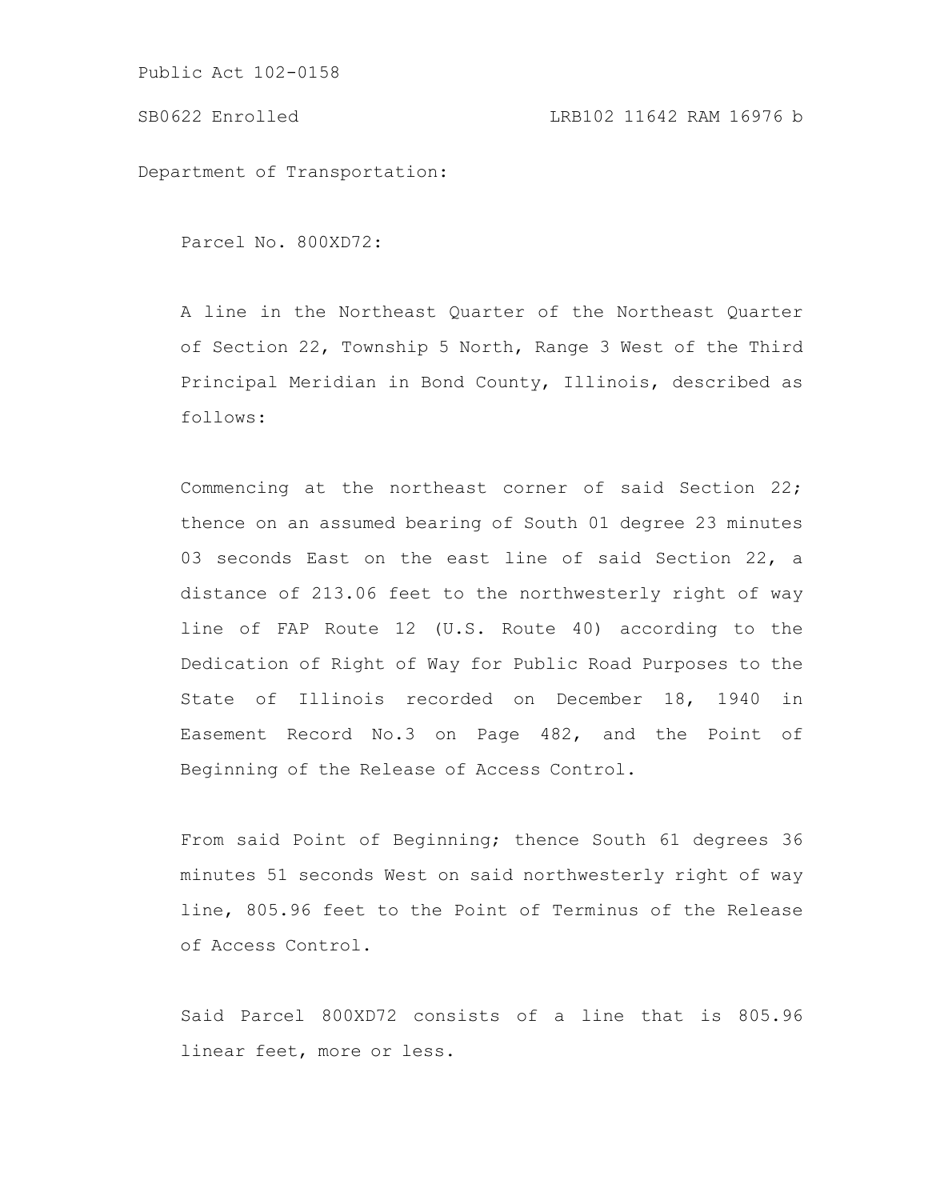Department of Transportation:

Parcel No. 800XD72:

A line in the Northeast Quarter of the Northeast Quarter of Section 22, Township 5 North, Range 3 West of the Third Principal Meridian in Bond County, Illinois, described as follows:

Commencing at the northeast corner of said Section 22; thence on an assumed bearing of South 01 degree 23 minutes 03 seconds East on the east line of said Section 22, a distance of 213.06 feet to the northwesterly right of way line of FAP Route 12 (U.S. Route 40) according to the Dedication of Right of Way for Public Road Purposes to the State of Illinois recorded on December 18, 1940 in Easement Record No.3 on Page 482, and the Point of Beginning of the Release of Access Control.

From said Point of Beginning; thence South 61 degrees 36 minutes 51 seconds West on said northwesterly right of way line, 805.96 feet to the Point of Terminus of the Release of Access Control.

Said Parcel 800XD72 consists of a line that is 805.96 linear feet, more or less.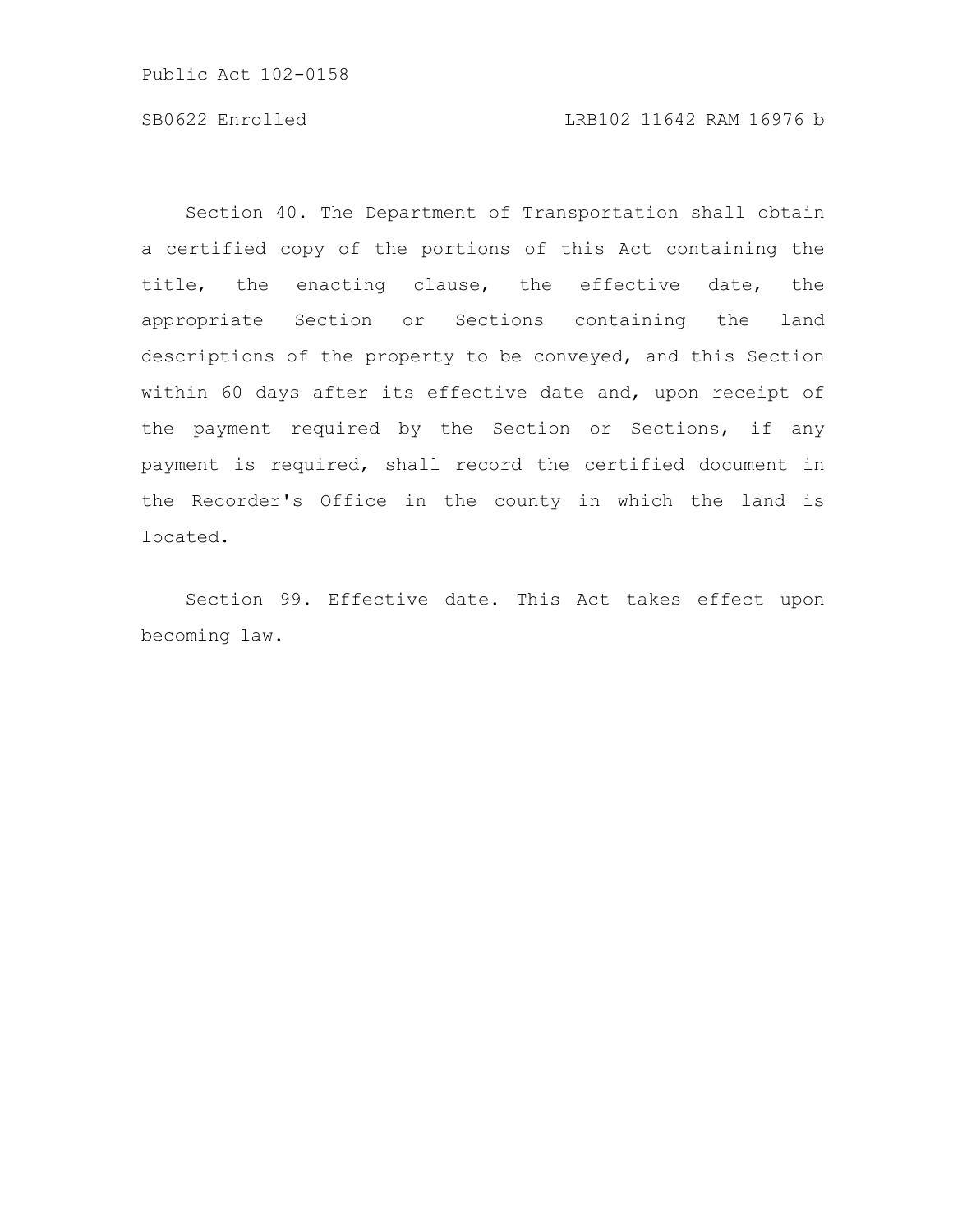Section 40. The Department of Transportation shall obtain a certified copy of the portions of this Act containing the title, the enacting clause, the effective date, the appropriate Section or Sections containing the land descriptions of the property to be conveyed, and this Section within 60 days after its effective date and, upon receipt of the payment required by the Section or Sections, if any payment is required, shall record the certified document in the Recorder's Office in the county in which the land is located.

Section 99. Effective date. This Act takes effect upon becoming law.